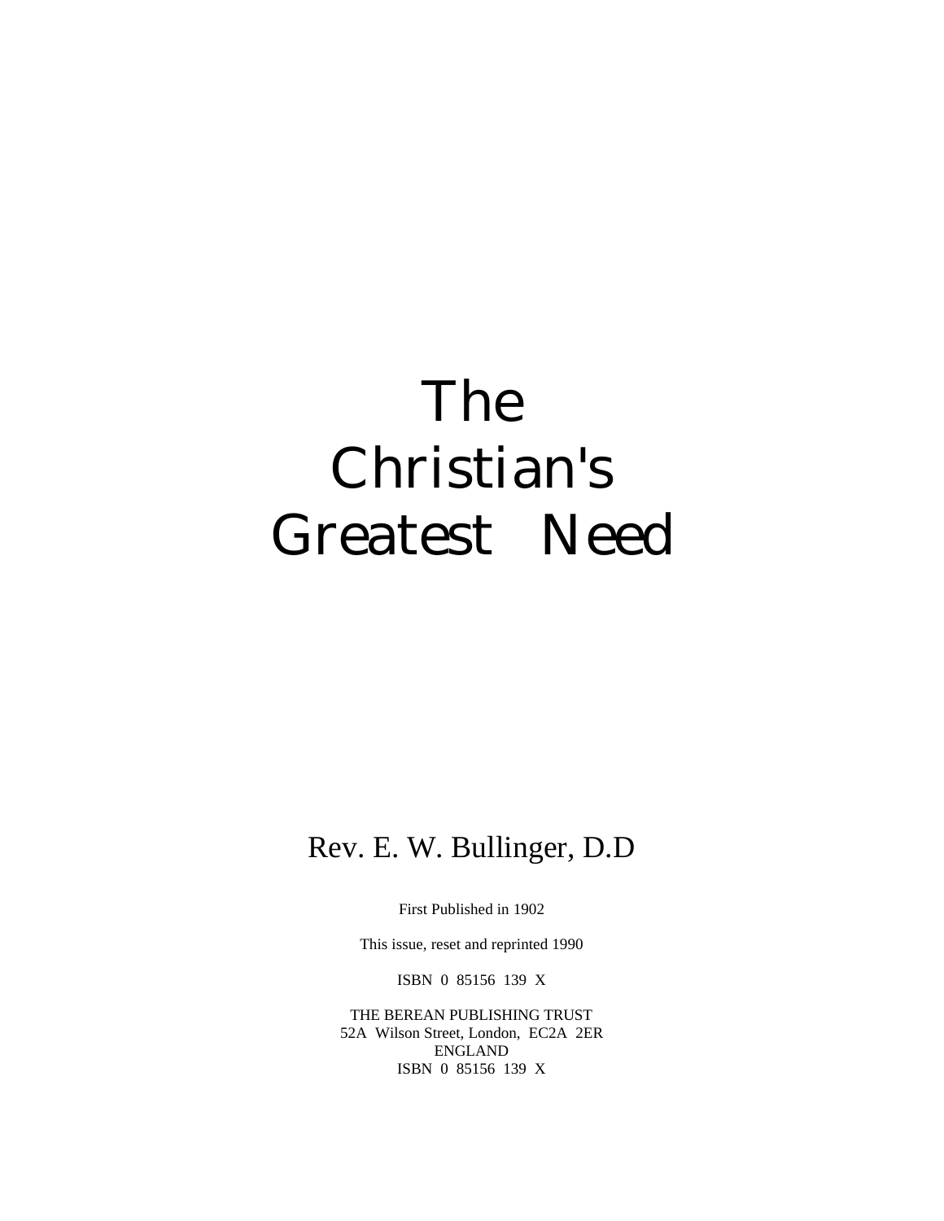# The Christian's Greatest Need

Rev. E. W. Bullinger, D.D

First Published in 1902

This issue, reset and reprinted 1990

ISBN 0 85156 139 X

THE BEREAN PUBLISHING TRUST
52A Wilson Street, London, EC2A 2ER
ENGLAND
ISBN 0 85156 139 X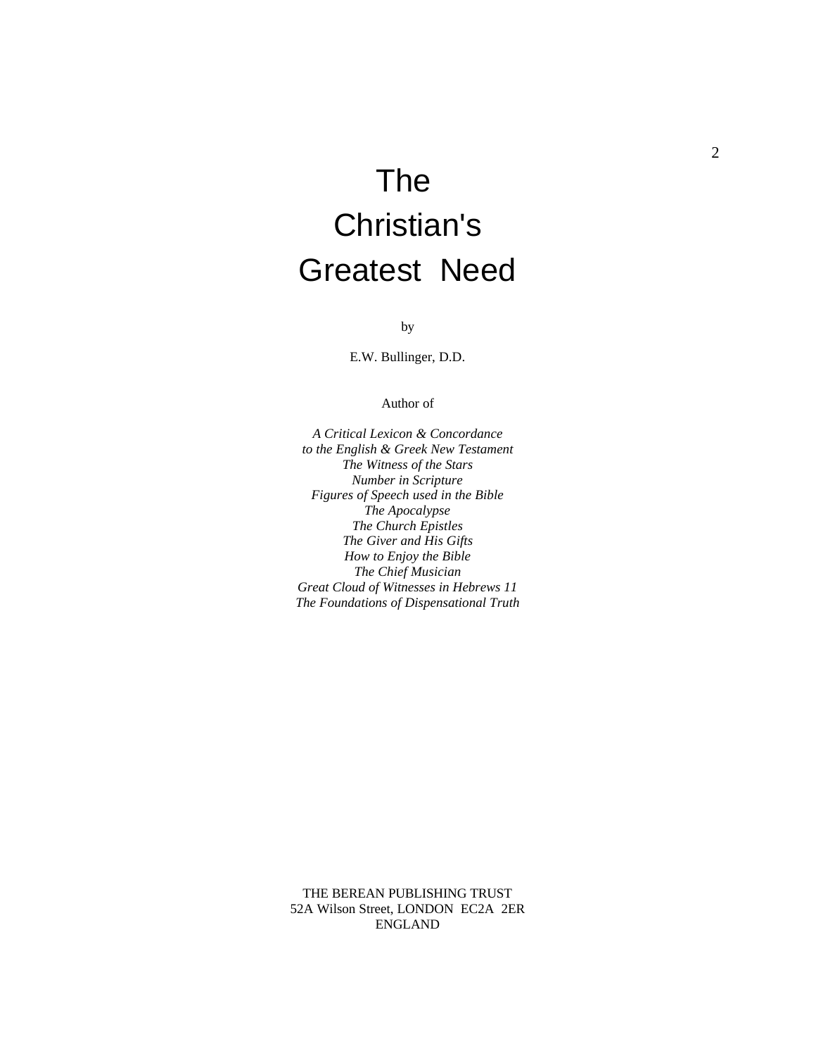# The Christian's Greatest Need

by

E.W. Bullinger, D.D.

Author of

*A Critical Lexicon & Concordance to the English & Greek New Testament*
*The Witness of the Stars*
*Number in Scripture*
*Figures of Speech used in the Bible*
*The Apocalypse*
*The Church Epistles*
*The Giver and His Gifts*
*How to Enjoy the Bible*
*The Chief Musician*
*Great Cloud of Witnesses in Hebrews 11*
*The Foundations of Dispensational Truth*

THE BEREAN PUBLISHING TRUST
52A Wilson Street, LONDON EC2A 2ER
ENGLAND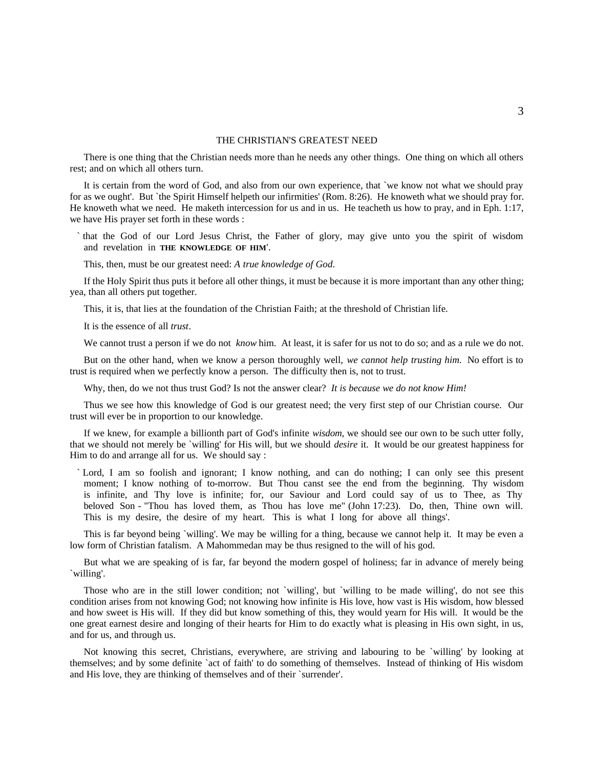# THE CHRISTIAN'S GREATEST NEED

There is one thing that the Christian needs more than he needs any other things. One thing on which all others rest; and on which all others turn.

It is certain from the word of God, and also from our own experience, that `we know not what we should pray for as we ought'. But `the Spirit Himself helpeth our infirmities' (Rom. 8:26). He knoweth what we should pray for. He knoweth what we need. He maketh intercession for us and in us. He teacheth us how to pray, and in Eph. 1:17, we have His prayer set forth in these words :

> `that the God of our Lord Jesus Christ, the Father of glory, may give unto you the spirit of wisdom and revelation in **THE KNOWLEDGE OF HIM**'.

This, then, must be our greatest need: *A true knowledge of God*.

If the Holy Spirit thus puts it before all other things, it must be because it is more important than any other thing; yea, than all others put together.

This, it is, that lies at the foundation of the Christian Faith; at the threshold of Christian life.

It is the essence of all *trust*.

We cannot trust a person if we do not *know* him. At least, it is safer for us not to do so; and as a rule we do not.

But on the other hand, when we know a person thoroughly well, *we cannot help trusting him*. No effort is to trust is required when we perfectly know a person. The difficulty then is, not to trust.

Why, then, do we not thus trust God? Is not the answer clear? *It is because we do not know Him!*

Thus we see how this knowledge of God is our greatest need; the very first step of our Christian course. Our trust will ever be in proportion to our knowledge.

If we knew, for example a billionth part of God's infinite *wisdom*, we should see our own to be such utter folly, that we should not merely be `willing' for His will, but we should *desire* it. It would be our greatest happiness for Him to do and arrange all for us. We should say :

> `Lord, I am so foolish and ignorant; I know nothing, and can do nothing; I can only see this present moment; I know nothing of to-morrow. But Thou canst see the end from the beginning. Thy wisdom is infinite, and Thy love is infinite; for, our Saviour and Lord could say of us to Thee, as Thy beloved Son - "Thou has loved them, as Thou has love me" (John 17:23). Do, then, Thine own will. This is my desire, the desire of my heart. This is what I long for above all things'.

This is far beyond being `willing'. We may be willing for a thing, because we cannot help it. It may be even a low form of Christian fatalism. A Mahommedan may be thus resigned to the will of his god.

But what we are speaking of is far, far beyond the modern gospel of holiness; far in advance of merely being `willing'.

Those who are in the still lower condition; not `willing', but `willing to be made willing', do not see this condition arises from not knowing God; not knowing how infinite is His love, how vast is His wisdom, how blessed and how sweet is His will. If they did but know something of this, they would yearn for His will. It would be the one great earnest desire and longing of their hearts for Him to do exactly what is pleasing in His own sight, in us, and for us, and through us.

Not knowing this secret, Christians, everywhere, are striving and labouring to be `willing' by looking at themselves; and by some definite `act of faith' to do something of themselves. Instead of thinking of His wisdom and His love, they are thinking of themselves and of their `surrender'.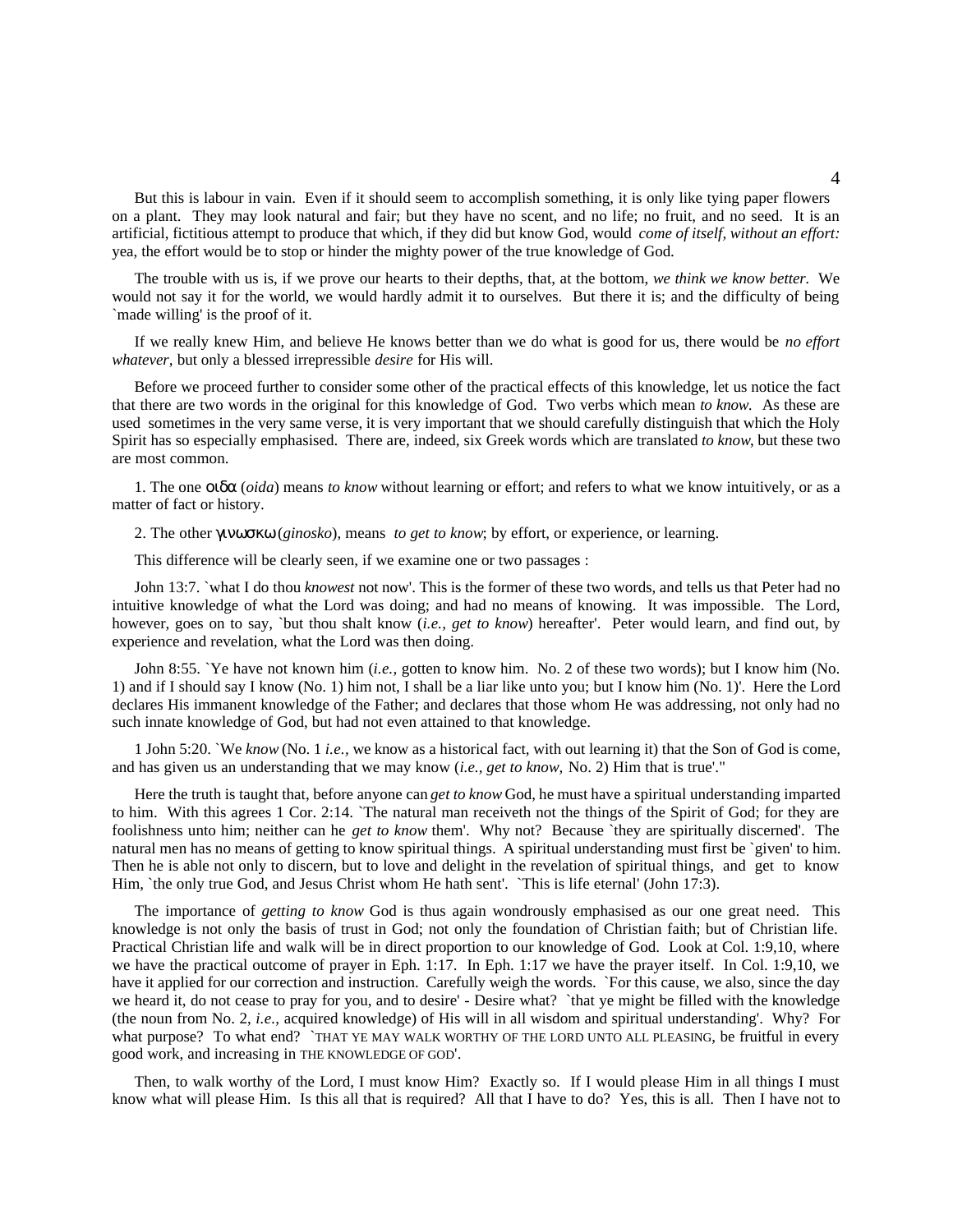But this is labour in vain. Even if it should seem to accomplish something, it is only like tying paper flowers on a plant. They may look natural and fair; but they have no scent, and no life; no fruit, and no seed. It is an artificial, fictitious attempt to produce that which, if they did but know God, would *come of itself, without an effort:* yea, the effort would be to stop or hinder the mighty power of the true knowledge of God.

The trouble with us is, if we prove our hearts to their depths, that, at the bottom, *we think we know better.* We would not say it for the world, we would hardly admit it to ourselves. But there it is; and the difficulty of being `made willing' is the proof of it.

If we really knew Him, and believe He knows better than we do what is good for us, there would be *no effort whatever,* but only a blessed irrepressible *desire* for His will.

Before we proceed further to consider some other of the practical effects of this knowledge, let us notice the fact that there are two words in the original for this knowledge of God. Two verbs which mean *to know.* As these are used sometimes in the very same verse, it is very important that we should carefully distinguish that which the Holy Spirit has so especially emphasised. There are, indeed, six Greek words which are translated *to know*, but these two are most common.

1. The one οιδα (*oida*) means *to know* without learning or effort; and refers to what we know intuitively, or as a matter of fact or history.

2. The other γινωσκω (*ginosko*), means *to get to know*; by effort, or experience, or learning.

This difference will be clearly seen, if we examine one or two passages :

John 13:7. `what I do thou *knowest* not now'. This is the former of these two words, and tells us that Peter had no intuitive knowledge of what the Lord was doing; and had no means of knowing. It was impossible. The Lord, however, goes on to say, `but thou shalt know (*i.e., get to know*) hereafter'. Peter would learn, and find out, by experience and revelation, what the Lord was then doing.

John 8:55. `Ye have not known him (*i.e.,* gotten to know him. No. 2 of these two words); but I know him (No. 1) and if I should say I know (No. 1) him not, I shall be a liar like unto you; but I know him (No. 1)'. Here the Lord declares His immanent knowledge of the Father; and declares that those whom He was addressing, not only had no such innate knowledge of God, but had not even attained to that knowledge.

1 John 5:20. `We *know* (No. 1 *i.e.,* we know as a historical fact, with out learning it) that the Son of God is come, and has given us an understanding that we may know (*i.e., get to know,* No. 2) Him that is true'."

Here the truth is taught that, before anyone can *get to know* God, he must have a spiritual understanding imparted to him. With this agrees 1 Cor. 2:14. `The natural man receiveth not the things of the Spirit of God; for they are foolishness unto him; neither can he *get to know* them'. Why not? Because `they are spiritually discerned'. The natural men has no means of getting to know spiritual things. A spiritual understanding must first be `given' to him. Then he is able not only to discern, but to love and delight in the revelation of spiritual things, and get to know Him, `the only true God, and Jesus Christ whom He hath sent'. `This is life eternal' (John 17:3).

The importance of *getting to know* God is thus again wondrously emphasised as our one great need. This knowledge is not only the basis of trust in God; not only the foundation of Christian faith; but of Christian life. Practical Christian life and walk will be in direct proportion to our knowledge of God. Look at Col. 1:9,10, where we have the practical outcome of prayer in Eph. 1:17. In Eph. 1:17 we have the prayer itself. In Col. 1:9,10, we have it applied for our correction and instruction. Carefully weigh the words. `For this cause, we also, since the day we heard it, do not cease to pray for you, and to desire' - Desire what? `that ye might be filled with the knowledge (the noun from No. 2, *i.e.,* acquired knowledge) of His will in all wisdom and spiritual understanding'. Why? For what purpose? To what end? `THAT YE MAY WALK WORTHY OF THE LORD UNTO ALL PLEASING, be fruitful in every good work, and increasing in THE KNOWLEDGE OF GOD'.

Then, to walk worthy of the Lord, I must know Him? Exactly so. If I would please Him in all things I must know what will please Him. Is this all that is required? All that I have to do? Yes, this is all. Then I have not to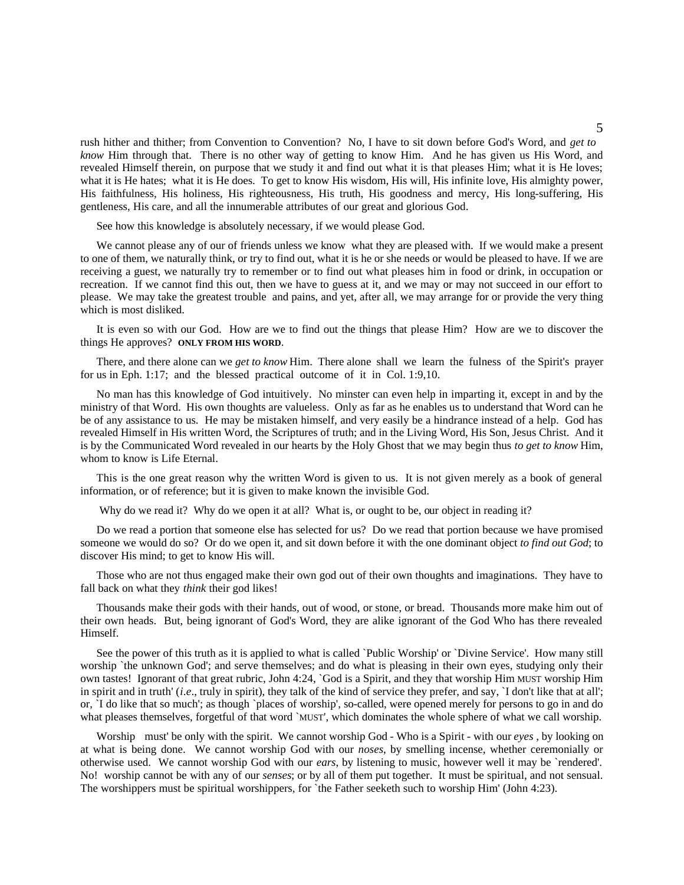rush hither and thither; from Convention to Convention? No, I have to sit down before God's Word, and *get to know* Him through that. There is no other way of getting to know Him. And he has given us His Word, and revealed Himself therein, on purpose that we study it and find out what it is that pleases Him; what it is He loves; what it is He hates; what it is He does. To get to know His wisdom, His will, His infinite love, His almighty power, His faithfulness, His holiness, His righteousness, His truth, His goodness and mercy, His long-suffering, His gentleness, His care, and all the innumerable attributes of our great and glorious God.

See how this knowledge is absolutely necessary, if we would please God.

We cannot please any of our of friends unless we know what they are pleased with. If we would make a present to one of them, we naturally think, or try to find out, what it is he or she needs or would be pleased to have. If we are receiving a guest, we naturally try to remember or to find out what pleases him in food or drink, in occupation or recreation. If we cannot find this out, then we have to guess at it, and we may or may not succeed in our effort to please. We may take the greatest trouble and pains, and yet, after all, we may arrange for or provide the very thing which is most disliked.

It is even so with our God. How are we to find out the things that please Him? How are we to discover the things He approves? **ONLY FROM HIS WORD**.

There, and there alone can we *get to know* Him. There alone shall we learn the fulness of the Spirit's prayer for us in Eph. 1:17; and the blessed practical outcome of it in Col. 1:9,10.

No man has this knowledge of God intuitively. No minster can even help in imparting it, except in and by the ministry of that Word. His own thoughts are valueless. Only as far as he enables us to understand that Word can he be of any assistance to us. He may be mistaken himself, and very easily be a hindrance instead of a help. God has revealed Himself in His written Word, the Scriptures of truth; and in the Living Word, His Son, Jesus Christ. And it is by the Communicated Word revealed in our hearts by the Holy Ghost that we may begin thus *to get to know* Him, whom to know is Life Eternal.

This is the one great reason why the written Word is given to us. It is not given merely as a book of general information, or of reference; but it is given to make known the invisible God.

Why do we read it? Why do we open it at all? What is, or ought to be, our object in reading it?

Do we read a portion that someone else has selected for us? Do we read that portion because we have promised someone we would do so? Or do we open it, and sit down before it with the one dominant object *to find out God*; to discover His mind; to get to know His will.

Those who are not thus engaged make their own god out of their own thoughts and imaginations. They have to fall back on what they *think* their god likes!

Thousands make their gods with their hands, out of wood, or stone, or bread. Thousands more make him out of their own heads. But, being ignorant of God's Word, they are alike ignorant of the God Who has there revealed Himself.

See the power of this truth as it is applied to what is called `Public Worship' or `Divine Service'. How many still worship `the unknown God'; and serve themselves; and do what is pleasing in their own eyes, studying only their own tastes! Ignorant of that great rubric, John 4:24, `God is a Spirit, and they that worship Him MUST worship Him in spirit and in truth' (*i.e*., truly in spirit), they talk of the kind of service they prefer, and say, `I don't like that at all'; or, `I do like that so much'; as though `places of worship', so-called, were opened merely for persons to go in and do what pleases themselves, forgetful of that word `MUST', which dominates the whole sphere of what we call worship.

Worship must' be only with the spirit. We cannot worship God - Who is a Spirit - with our *eyes* , by looking on at what is being done. We cannot worship God with our *noses*, by smelling incense, whether ceremonially or otherwise used. We cannot worship God with our *ears*, by listening to music, however well it may be `rendered'. No! worship cannot be with any of our *senses*; or by all of them put together. It must be spiritual, and not sensual. The worshippers must be spiritual worshippers, for `the Father seeketh such to worship Him' (John 4:23).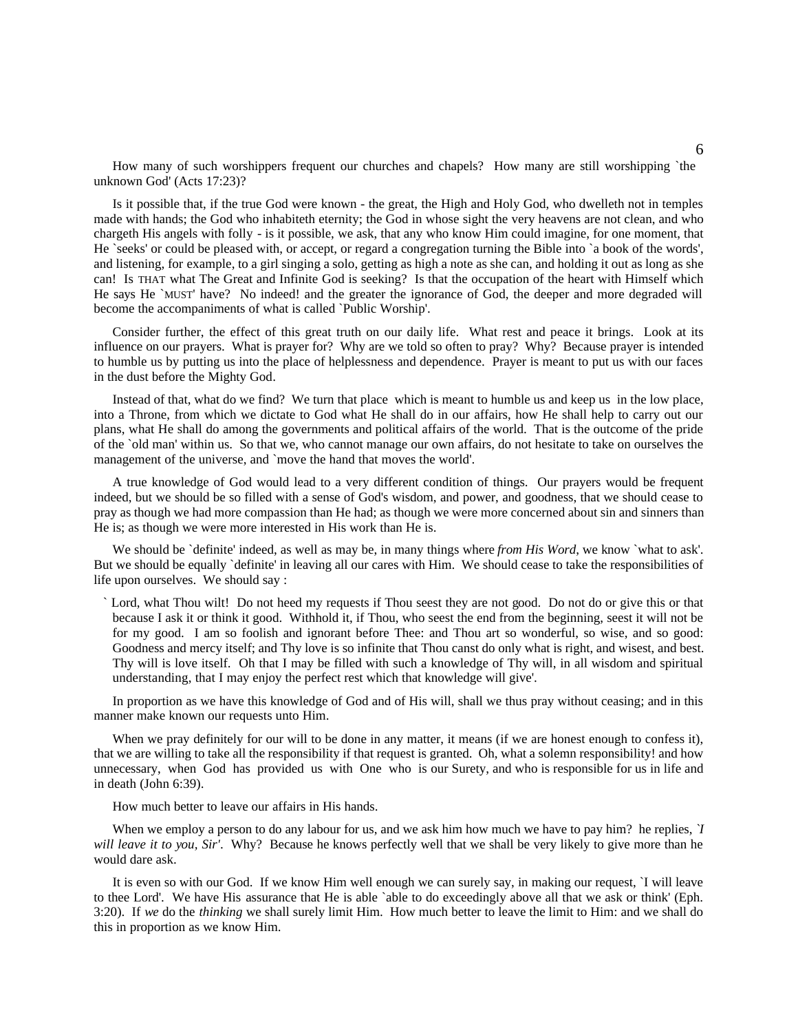How many of such worshippers frequent our churches and chapels? How many are still worshipping `the unknown God' (Acts 17:23)?

Is it possible that, if the true God were known - the great, the High and Holy God, who dwelleth not in temples made with hands; the God who inhabiteth eternity; the God in whose sight the very heavens are not clean, and who chargeth His angels with folly - is it possible, we ask, that any who know Him could imagine, for one moment, that He `seeks' or could be pleased with, or accept, or regard a congregation turning the Bible into `a book of the words', and listening, for example, to a girl singing a solo, getting as high a note as she can, and holding it out as long as she can! Is THAT what The Great and Infinite God is seeking? Is that the occupation of the heart with Himself which He says He `MUST' have? No indeed! and the greater the ignorance of God, the deeper and more degraded will become the accompaniments of what is called `Public Worship'.

Consider further, the effect of this great truth on our daily life. What rest and peace it brings. Look at its influence on our prayers. What is prayer for? Why are we told so often to pray? Why? Because prayer is intended to humble us by putting us into the place of helplessness and dependence. Prayer is meant to put us with our faces in the dust before the Mighty God.

Instead of that, what do we find? We turn that place which is meant to humble us and keep us in the low place, into a Throne, from which we dictate to God what He shall do in our affairs, how He shall help to carry out our plans, what He shall do among the governments and political affairs of the world. That is the outcome of the pride of the `old man' within us. So that we, who cannot manage our own affairs, do not hesitate to take on ourselves the management of the universe, and `move the hand that moves the world'.

A true knowledge of God would lead to a very different condition of things. Our prayers would be frequent indeed, but we should be so filled with a sense of God's wisdom, and power, and goodness, that we should cease to pray as though we had more compassion than He had; as though we were more concerned about sin and sinners than He is; as though we were more interested in His work than He is.

We should be `definite' indeed, as well as may be, in many things where *from His Word*, we know `what to ask'. But we should be equally `definite' in leaving all our cares with Him. We should cease to take the responsibilities of life upon ourselves. We should say :

> ` Lord, what Thou wilt! Do not heed my requests if Thou seest they are not good. Do not do or give this or that because I ask it or think it good. Withhold it, if Thou, who seest the end from the beginning, seest it will not be for my good. I am so foolish and ignorant before Thee: and Thou art so wonderful, so wise, and so good: Goodness and mercy itself; and Thy love is so infinite that Thou canst do only what is right, and wisest, and best. Thy will is love itself. Oh that I may be filled with such a knowledge of Thy will, in all wisdom and spiritual understanding, that I may enjoy the perfect rest which that knowledge will give'.

In proportion as we have this knowledge of God and of His will, shall we thus pray without ceasing; and in this manner make known our requests unto Him.

When we pray definitely for our will to be done in any matter, it means (if we are honest enough to confess it), that we are willing to take all the responsibility if that request is granted. Oh, what a solemn responsibility! and how unnecessary, when God has provided us with One who is our Surety, and who is responsible for us in life and in death (John 6:39).

How much better to leave our affairs in His hands.

When we employ a person to do any labour for us, and we ask him how much we have to pay him? he replies, *`I will leave it to you, Sir'*. Why? Because he knows perfectly well that we shall be very likely to give more than he would dare ask.

It is even so with our God. If we know Him well enough we can surely say, in making our request, `I will leave to thee Lord'. We have His assurance that He is able `able to do exceedingly above all that we ask or think' (Eph. 3:20). If *we* do the *thinking* we shall surely limit Him. How much better to leave the limit to Him: and we shall do this in proportion as we know Him.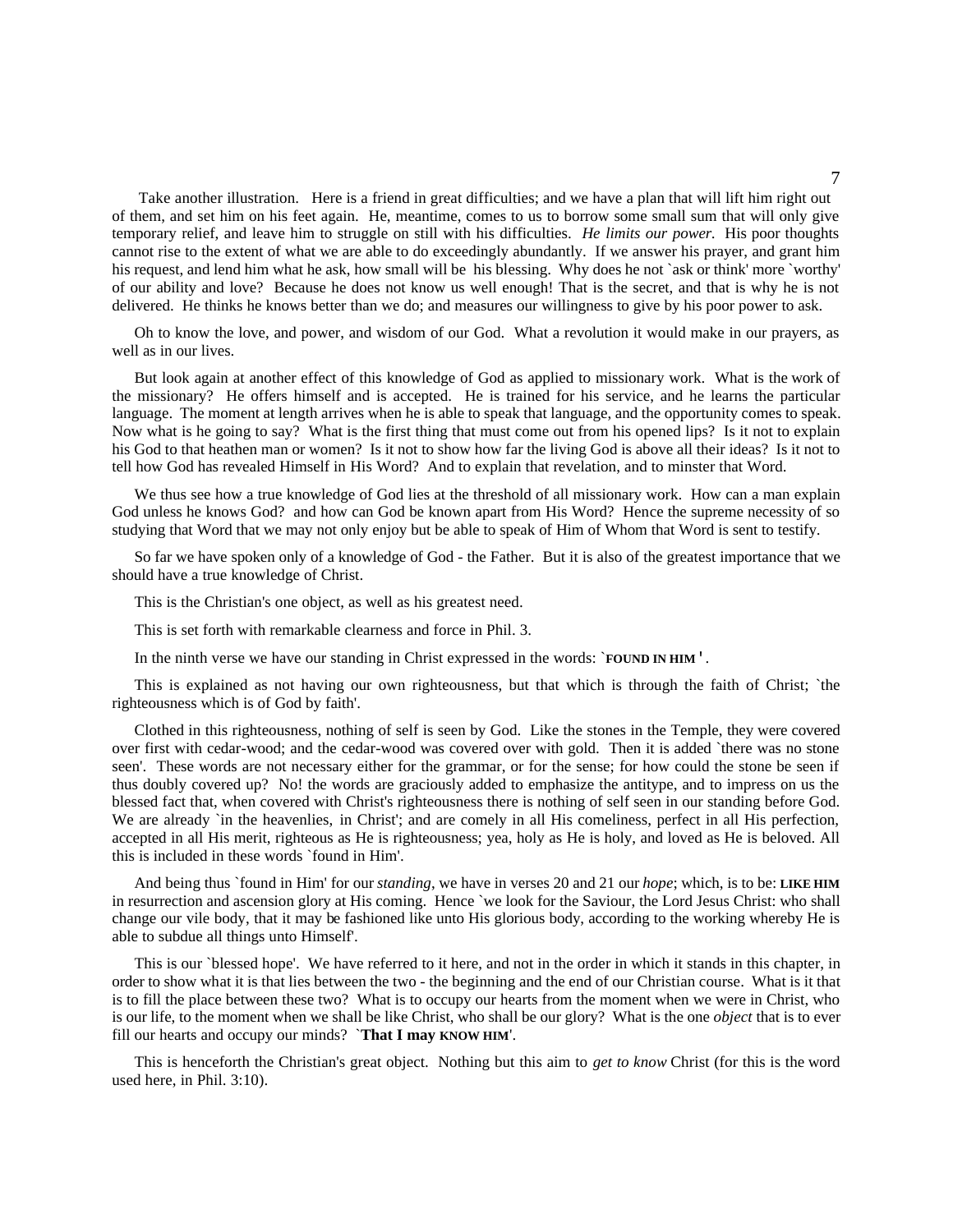Take another illustration. Here is a friend in great difficulties; and we have a plan that will lift him right out of them, and set him on his feet again. He, meantime, comes to us to borrow some small sum that will only give temporary relief, and leave him to struggle on still with his difficulties. *He limits our power.* His poor thoughts cannot rise to the extent of what we are able to do exceedingly abundantly. If we answer his prayer, and grant him his request, and lend him what he ask, how small will be his blessing. Why does he not `ask or think' more `worthy' of our ability and love? Because he does not know us well enough! That is the secret, and that is why he is not delivered. He thinks he knows better than we do; and measures our willingness to give by his poor power to ask.

Oh to know the love, and power, and wisdom of our God. What a revolution it would make in our prayers, as well as in our lives.

But look again at another effect of this knowledge of God as applied to missionary work. What is the work of the missionary? He offers himself and is accepted. He is trained for his service, and he learns the particular language. The moment at length arrives when he is able to speak that language, and the opportunity comes to speak. Now what is he going to say? What is the first thing that must come out from his opened lips? Is it not to explain his God to that heathen man or women? Is it not to show how far the living God is above all their ideas? Is it not to tell how God has revealed Himself in His Word? And to explain that revelation, and to minster that Word.

We thus see how a true knowledge of God lies at the threshold of all missionary work. How can a man explain God unless he knows God? and how can God be known apart from His Word? Hence the supreme necessity of so studying that Word that we may not only enjoy but be able to speak of Him of Whom that Word is sent to testify.

So far we have spoken only of a knowledge of God - the Father. But it is also of the greatest importance that we should have a true knowledge of Christ.

This is the Christian's one object, as well as his greatest need.

This is set forth with remarkable clearness and force in Phil. 3.

In the ninth verse we have our standing in Christ expressed in the words: **`FOUND IN HIM '**.

This is explained as not having our own righteousness, but that which is through the faith of Christ; `the righteousness which is of God by faith'.

Clothed in this righteousness, nothing of self is seen by God. Like the stones in the Temple, they were covered over first with cedar-wood; and the cedar-wood was covered over with gold. Then it is added `there was no stone seen'. These words are not necessary either for the grammar, or for the sense; for how could the stone be seen if thus doubly covered up? No! the words are graciously added to emphasize the antitype, and to impress on us the blessed fact that, when covered with Christ's righteousness there is nothing of self seen in our standing before God. We are already `in the heavenlies, in Christ'; and are comely in all His comeliness, perfect in all His perfection, accepted in all His merit, righteous as He is righteousness; yea, holy as He is holy, and loved as He is beloved. All this is included in these words `found in Him'.

And being thus `found in Him' for our *standing*, we have in verses 20 and 21 our *hope*; which, is to be: **LIKE HIM** in resurrection and ascension glory at His coming. Hence `we look for the Saviour, the Lord Jesus Christ: who shall change our vile body, that it may be fashioned like unto His glorious body, according to the working whereby He is able to subdue all things unto Himself'.

This is our `blessed hope'. We have referred to it here, and not in the order in which it stands in this chapter, in order to show what it is that lies between the two - the beginning and the end of our Christian course. What is it that is to fill the place between these two? What is to occupy our hearts from the moment when we were in Christ, who is our life, to the moment when we shall be like Christ, who shall be our glory? What is the one *object* that is to ever fill our hearts and occupy our minds? **`That I may KNOW HIM**'.

This is henceforth the Christian's great object. Nothing but this aim to *get to know* Christ (for this is the word used here, in Phil. 3:10).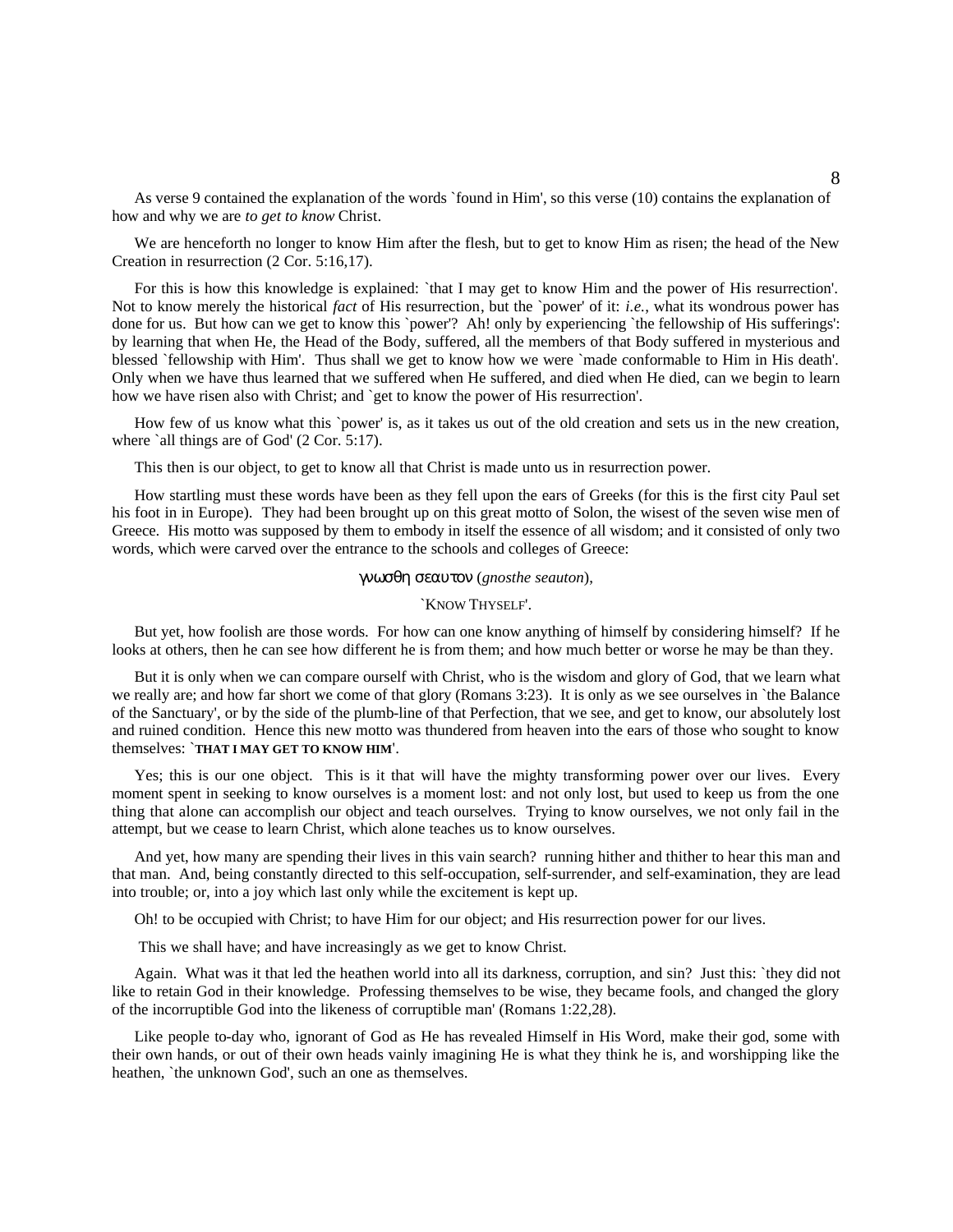As verse 9 contained the explanation of the words `found in Him', so this verse (10) contains the explanation of how and why we are *to get to know* Christ.

We are henceforth no longer to know Him after the flesh, but to get to know Him as risen; the head of the New Creation in resurrection (2 Cor. 5:16,17).

For this is how this knowledge is explained: `that I may get to know Him and the power of His resurrection'. Not to know merely the historical *fact* of His resurrection, but the `power' of it: *i.e.*, what its wondrous power has done for us. But how can we get to know this `power'? Ah! only by experiencing `the fellowship of His sufferings': by learning that when He, the Head of the Body, suffered, all the members of that Body suffered in mysterious and blessed `fellowship with Him'. Thus shall we get to know how we were `made conformable to Him in His death'. Only when we have thus learned that we suffered when He suffered, and died when He died, can we begin to learn how we have risen also with Christ; and `get to know the power of His resurrection'.

How few of us know what this `power' is, as it takes us out of the old creation and sets us in the new creation, where `all things are of God' (2 Cor. 5:17).

This then is our object, to get to know all that Christ is made unto us in resurrection power.

How startling must these words have been as they fell upon the ears of Greeks (for this is the first city Paul set his foot in in Europe). They had been brought up on this great motto of Solon, the wisest of the seven wise men of Greece. His motto was supposed by them to embody in itself the essence of all wisdom; and it consisted of only two words, which were carved over the entrance to the schools and colleges of Greece:

γνωσθη σεαυτον (*gnosthe seauton*),

`KNOW THYSELF'.

But yet, how foolish are those words. For how can one know anything of himself by considering himself? If he looks at others, then he can see how different he is from them; and how much better or worse he may be than they.

But it is only when we can compare ourself with Christ, who is the wisdom and glory of God, that we learn what we really are; and how far short we come of that glory (Romans 3:23). It is only as we see ourselves in `the Balance of the Sanctuary', or by the side of the plumb-line of that Perfection, that we see, and get to know, our absolutely lost and ruined condition. Hence this new motto was thundered from heaven into the ears of those who sought to know themselves: `**THAT I MAY GET TO KNOW HIM**'.

Yes; this is our one object. This is it that will have the mighty transforming power over our lives. Every moment spent in seeking to know ourselves is a moment lost: and not only lost, but used to keep us from the one thing that alone can accomplish our object and teach ourselves. Trying to know ourselves, we not only fail in the attempt, but we cease to learn Christ, which alone teaches us to know ourselves.

And yet, how many are spending their lives in this vain search? running hither and thither to hear this man and that man. And, being constantly directed to this self-occupation, self-surrender, and self-examination, they are lead into trouble; or, into a joy which last only while the excitement is kept up.

Oh! to be occupied with Christ; to have Him for our object; and His resurrection power for our lives.

This we shall have; and have increasingly as we get to know Christ.

Again. What was it that led the heathen world into all its darkness, corruption, and sin? Just this: `they did not like to retain God in their knowledge. Professing themselves to be wise, they became fools, and changed the glory of the incorruptible God into the likeness of corruptible man' (Romans 1:22,28).

Like people to-day who, ignorant of God as He has revealed Himself in His Word, make their god, some with their own hands, or out of their own heads vainly imagining He is what they think he is, and worshipping like the heathen, `the unknown God', such an one as themselves.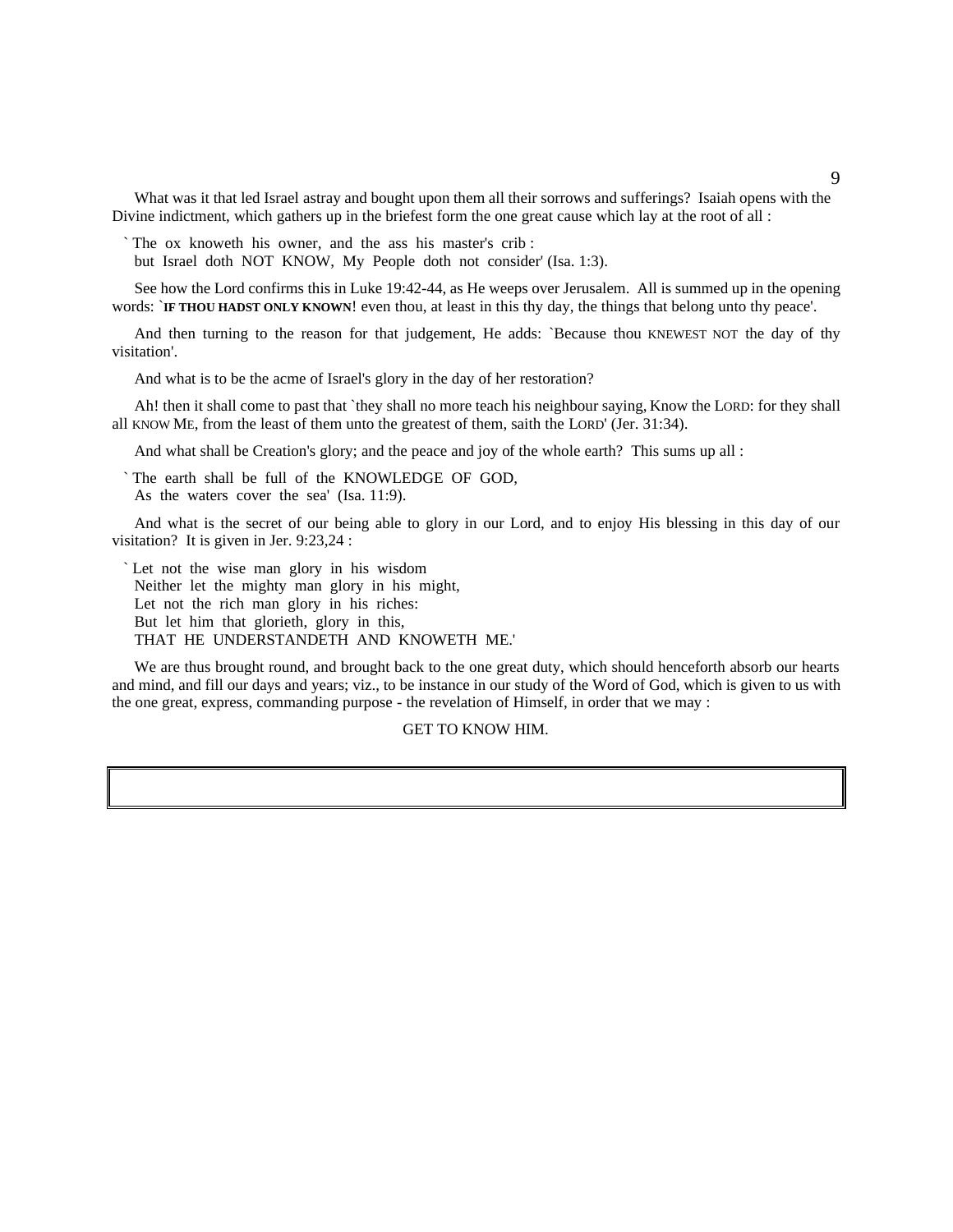What was it that led Israel astray and bought upon them all their sorrows and sufferings? Isaiah opens with the Divine indictment, which gathers up in the briefest form the one great cause which lay at the root of all :

`The ox knoweth his owner, and the ass his master's crib :
but Israel doth NOT KNOW, My People doth not consider' (Isa. 1:3).

See how the Lord confirms this in Luke 19:42-44, as He weeps over Jerusalem. All is summed up in the opening words: `**IF THOU HADST ONLY KNOWN**! even thou, at least in this thy day, the things that belong unto thy peace'.

And then turning to the reason for that judgement, He adds: `Because thou KNEWEST NOT the day of thy visitation'.

And what is to be the acme of Israel's glory in the day of her restoration?

Ah! then it shall come to pass that `they shall no more teach his neighbour saying, Know the LORD: for they shall all KNOW ME, from the least of them unto the greatest of them, saith the LORD' (Jer. 31:34).

And what shall be Creation's glory; and the peace and joy of the whole earth? This sums up all :

`The earth shall be full of the KNOWLEDGE OF GOD,
As the waters cover the sea' (Isa. 11:9).

And what is the secret of our being able to glory in our Lord, and to enjoy His blessing in this day of our visitation? It is given in Jer. 9:23,24 :

`Let not the wise man glory in his wisdom
Neither let the mighty man glory in his might,
Let not the rich man glory in his riches:
But let him that glorieth, glory in this,
THAT HE UNDERSTANDETH AND KNOWETH ME.'

We are thus brought round, and brought back to the one great duty, which should henceforth absorb our hearts and mind, and fill our days and years; viz., to be instance in our study of the Word of God, which is given to us with the one great, express, commanding purpose - the revelation of Himself, in order that we may :

GET TO KNOW HIM.